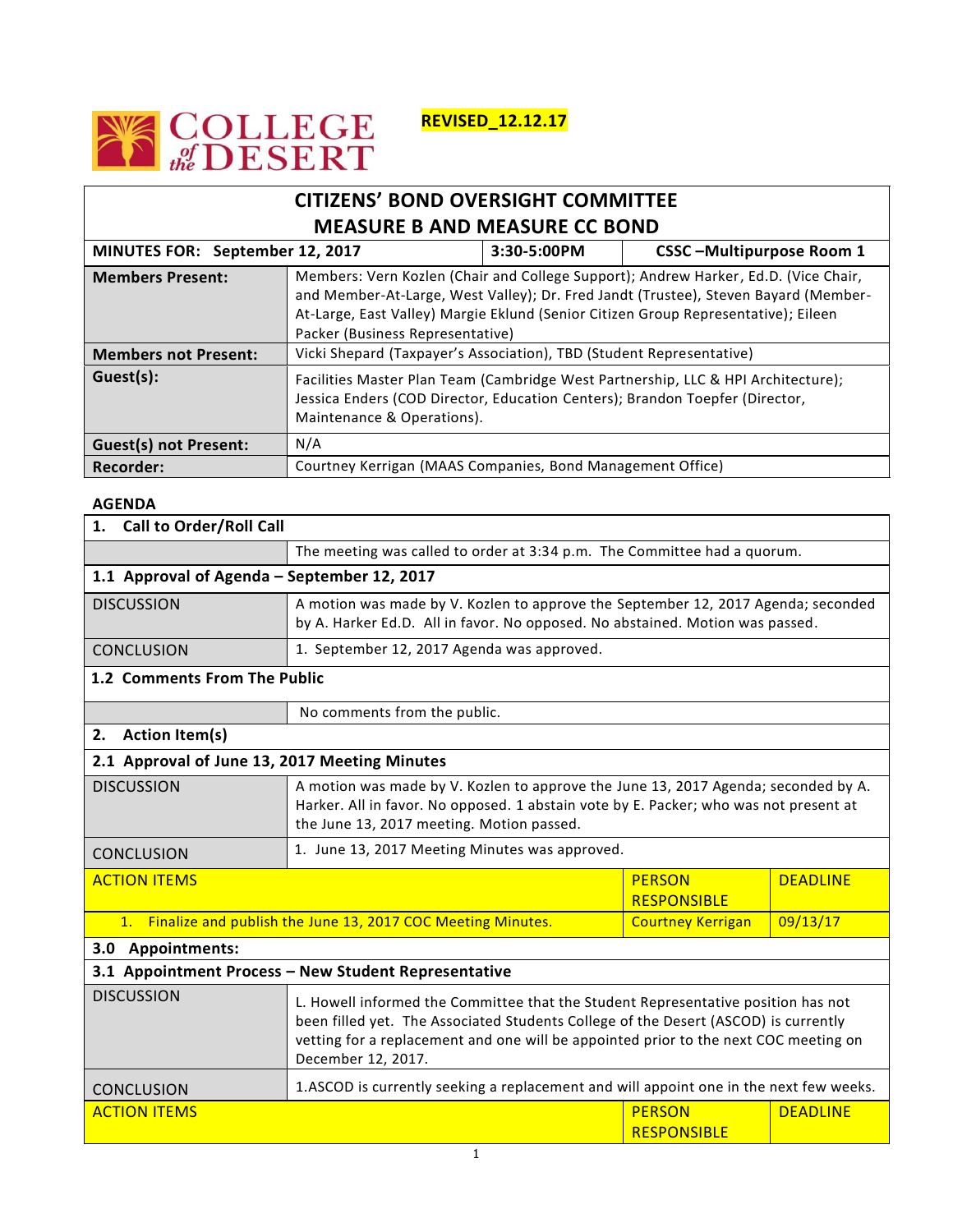COLLEGE of the DESERT

**REVISED_12.12.17**

# CITIZENS' BOND OVERSIGHT COMMITTEE
# MEASURE B AND MEASURE CC BOND

| MINUTES FOR: September 12, 2017 | 3:30-5:00PM | CSSC –Multipurpose Room 1 |
|---|---|---|
| **Members Present:** | Members: Vern Kozlen (Chair and College Support); Andrew Harker, Ed.D. (Vice Chair, and Member-At-Large, West Valley); Dr. Fred Jandt (Trustee), Steven Bayard (Member-At-Large, East Valley) Margie Eklund (Senior Citizen Group Representative); Eileen Packer (Business Representative) | |
| **Members not Present:** | Vicki Shepard (Taxpayer's Association), TBD (Student Representative) | |
| **Guest(s):** | Facilities Master Plan Team (Cambridge West Partnership, LLC & HPI Architecture); Jessica Enders (COD Director, Education Centers); Brandon Toepfer (Director, Maintenance & Operations). | |
| **Guest(s) not Present:** | N/A | |
| **Recorder:** | Courtney Kerrigan (MAAS Companies, Bond Management Office) | |

**AGENDA**

| **1. Call to Order/Roll Call** | | | |
|---|---|---|---|
| | The meeting was called to order at 3:34 p.m. The Committee had a quorum. | | |
| **1.1 Approval of Agenda – September 12, 2017** | | | |
| DISCUSSION | A motion was made by V. Kozlen to approve the September 12, 2017 Agenda; seconded by A. Harker Ed.D. All in favor. No opposed. No abstained. Motion was passed. | | |
| CONCLUSION | 1. September 12, 2017 Agenda was approved. | | |
| **1.2 Comments From The Public** | | | |
| | No comments from the public. | | |
| **2. Action Item(s)** | | | |
| **2.1 Approval of June 13, 2017 Meeting Minutes** | | | |
| DISCUSSION | A motion was made by V. Kozlen to approve the June 13, 2017 Agenda; seconded by A. Harker. All in favor. No opposed. 1 abstain vote by E. Packer; who was not present at the June 13, 2017 meeting. Motion passed. | | |
| CONCLUSION | 1. June 13, 2017 Meeting Minutes was approved. | | |
| ACTION ITEMS | | PERSON RESPONSIBLE | DEADLINE |
| 1. Finalize and publish the June 13, 2017 COC Meeting Minutes. | | Courtney Kerrigan | 09/13/17 |
| **3.0 Appointments:** | | | |
| **3.1 Appointment Process – New Student Representative** | | | |
| DISCUSSION | L. Howell informed the Committee that the Student Representative position has not been filled yet. The Associated Students College of the Desert (ASCOD) is currently vetting for a replacement and one will be appointed prior to the next COC meeting on December 12, 2017. | | |
| CONCLUSION | 1.ASCOD is currently seeking a replacement and will appoint one in the next few weeks. | | |
| ACTION ITEMS | | PERSON RESPONSIBLE | DEADLINE |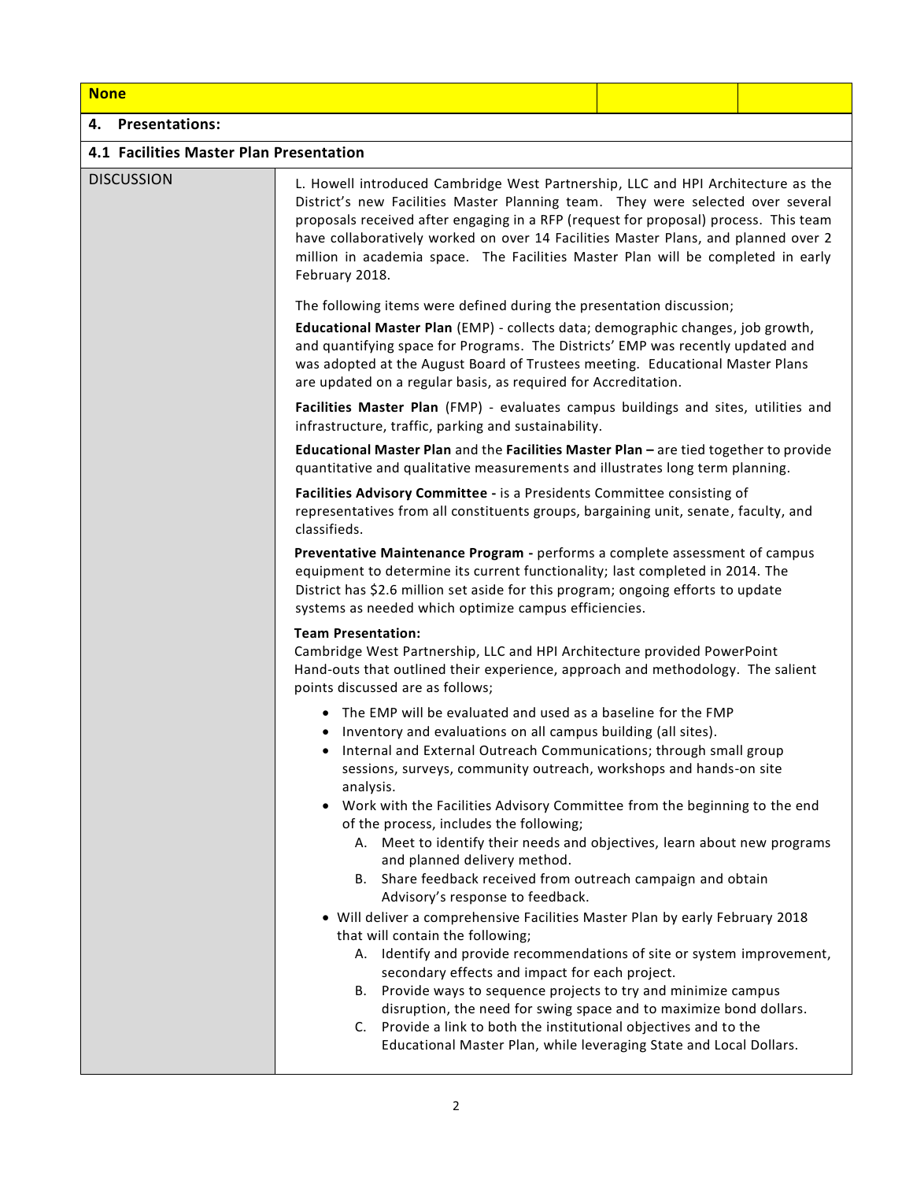| None | | |
|---|---|---|

**4. Presentations:**

**4.1 Facilities Master Plan Presentation**

| DISCUSSION | |
|---|---|
| | L. Howell introduced Cambridge West Partnership, LLC and HPI Architecture as the District's new Facilities Master Planning team. They were selected over several proposals received after engaging in a RFP (request for proposal) process. This team have collaboratively worked on over 14 Facilities Master Plans, and planned over 2 million in academia space. The Facilities Master Plan will be completed in early February 2018. |

The following items were defined during the presentation discussion;

**Educational Master Plan** (EMP) - collects data; demographic changes, job growth, and quantifying space for Programs. The Districts' EMP was recently updated and was adopted at the August Board of Trustees meeting. Educational Master Plans are updated on a regular basis, as required for Accreditation.

**Facilities Master Plan** (FMP) - evaluates campus buildings and sites, utilities and infrastructure, traffic, parking and sustainability.

**Educational Master Plan** and the **Facilities Master Plan –** are tied together to provide quantitative and qualitative measurements and illustrates long term planning.

**Facilities Advisory Committee -** is a Presidents Committee consisting of representatives from all constituents groups, bargaining unit, senate, faculty, and classifieds.

**Preventative Maintenance Program -** performs a complete assessment of campus equipment to determine its current functionality; last completed in 2014. The District has $2.6 million set aside for this program; ongoing efforts to update systems as needed which optimize campus efficiencies.

**Team Presentation:**
Cambridge West Partnership, LLC and HPI Architecture provided PowerPoint Hand-outs that outlined their experience, approach and methodology. The salient points discussed are as follows;

- The EMP will be evaluated and used as a baseline for the FMP
- Inventory and evaluations on all campus building (all sites).
- Internal and External Outreach Communications; through small group sessions, surveys, community outreach, workshops and hands-on site analysis.
- Work with the Facilities Advisory Committee from the beginning to the end of the process, includes the following;
  A. Meet to identify their needs and objectives, learn about new programs and planned delivery method.
  B. Share feedback received from outreach campaign and obtain Advisory's response to feedback.
- Will deliver a comprehensive Facilities Master Plan by early February 2018 that will contain the following;
  A. Identify and provide recommendations of site or system improvement, secondary effects and impact for each project.
  B. Provide ways to sequence projects to try and minimize campus disruption, the need for swing space and to maximize bond dollars.
  C. Provide a link to both the institutional objectives and to the Educational Master Plan, while leveraging State and Local Dollars.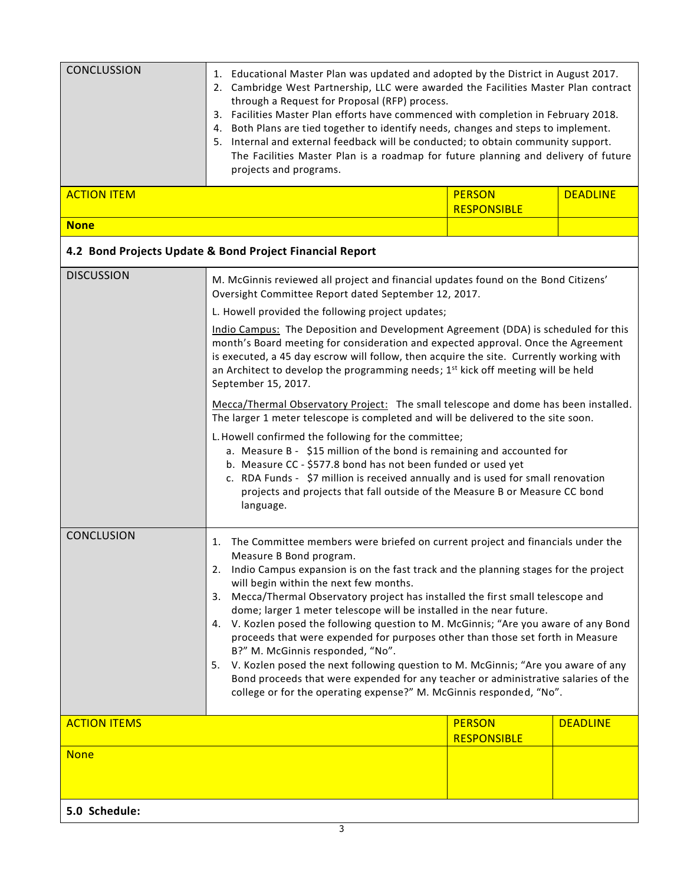| CONCLUSSION | 1. Educational Master Plan was updated and adopted by the District in August 2017.<br>2. Cambridge West Partnership, LLC were awarded the Facilities Master Plan contract through a Request for Proposal (RFP) process.<br>3. Facilities Master Plan efforts have commenced with completion in February 2018.<br>4. Both Plans are tied together to identify needs, changes and steps to implement.<br>5. Internal and external feedback will be conducted; to obtain community support. The Facilities Master Plan is a roadmap for future planning and delivery of future projects and programs. |
|---|---|

| ACTION ITEM | PERSON RESPONSIBLE | DEADLINE |
|---|---|---|
| **None** | | |

**4.2 Bond Projects Update & Bond Project Financial Report**

| DISCUSSION | M. McGinnis reviewed all project and financial updates found on the Bond Citizens' Oversight Committee Report dated September 12, 2017.<br><br>L. Howell provided the following project updates;<br><br>Indio Campus: The Deposition and Development Agreement (DDA) is scheduled for this month's Board meeting for consideration and expected approval. Once the Agreement is executed, a 45 day escrow will follow, then acquire the site. Currently working with an Architect to develop the programming needs; 1st kick off meeting will be held September 15, 2017.<br><br>Mecca/Thermal Observatory Project: The small telescope and dome has been installed. The larger 1 meter telescope is completed and will be delivered to the site soon.<br><br>L. Howell confirmed the following for the committee;<br>a. Measure B - $15 million of the bond is remaining and accounted for<br>b. Measure CC - $577.8 bond has not been funded or used yet<br>c. RDA Funds - $7 million is received annually and is used for small renovation projects and projects that fall outside of the Measure B or Measure CC bond language. |
|---|---|
| CONCLUSION | 1. The Committee members were briefed on current project and financials under the Measure B Bond program.<br>2. Indio Campus expansion is on the fast track and the planning stages for the project will begin within the next few months.<br>3. Mecca/Thermal Observatory project has installed the first small telescope and dome; larger 1 meter telescope will be installed in the near future.<br>4. V. Kozlen posed the following question to M. McGinnis; "Are you aware of any Bond proceeds that were expended for purposes other than those set forth in Measure B?" M. McGinnis responded, "No".<br>5. V. Kozlen posed the next following question to M. McGinnis; "Are you aware of any Bond proceeds that were expended for any teacher or administrative salaries of the college or for the operating expense?" M. McGinnis responded, "No". |

| ACTION ITEMS | PERSON RESPONSIBLE | DEADLINE |
|---|---|---|
| None | | |

**5.0 Schedule:**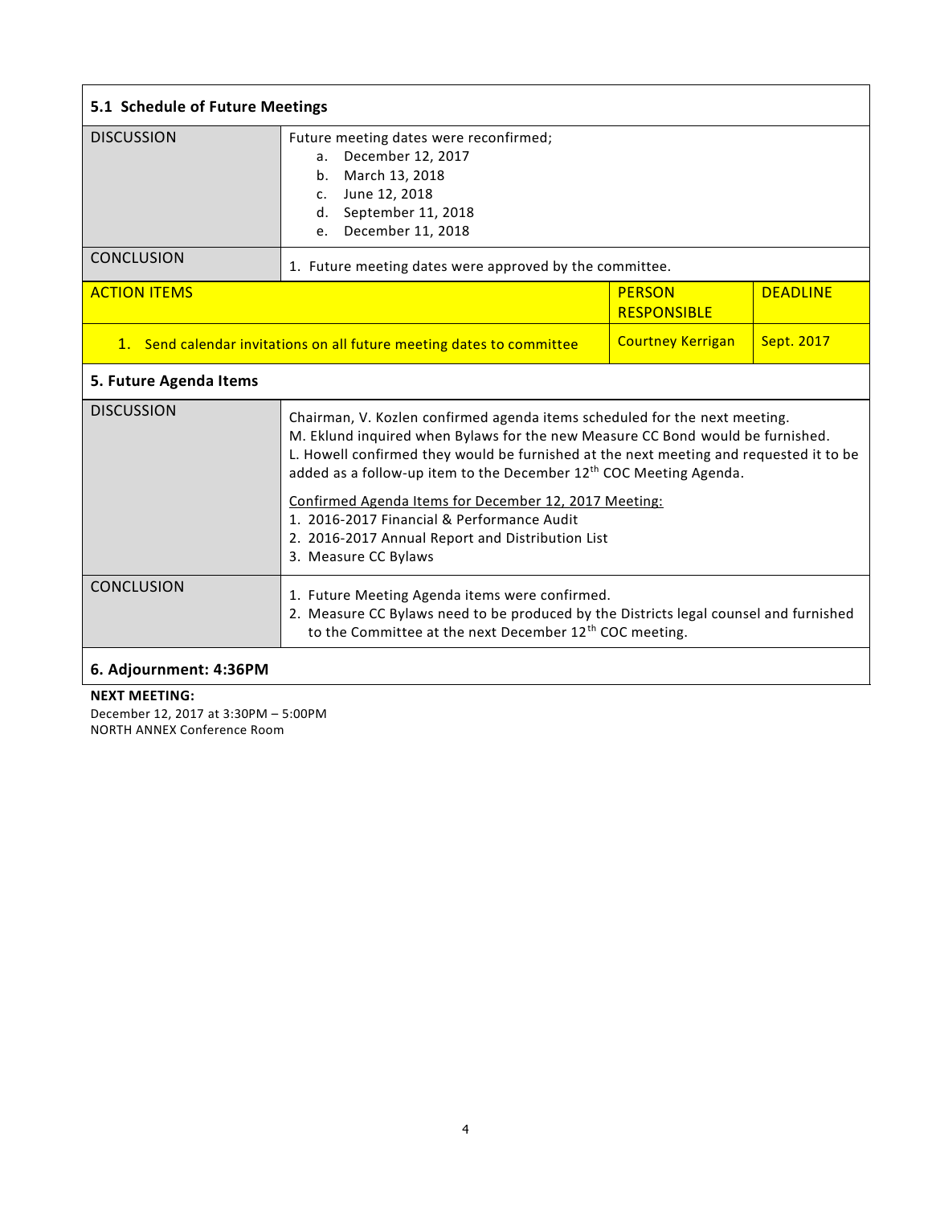## 5.1 Schedule of Future Meetings

| | |
|---|---|
| DISCUSSION | Future meeting dates were reconfirmed;<br>a. December 12, 2017<br>b. March 13, 2018<br>c. June 12, 2018<br>d. September 11, 2018<br>e. December 11, 2018 |
| CONCLUSION | 1. Future meeting dates were approved by the committee. |

| ACTION ITEMS | PERSON RESPONSIBLE | DEADLINE |
|---|---|---|
| 1. Send calendar invitations on all future meeting dates to committee | Courtney Kerrigan | Sept. 2017 |

## 5. Future Agenda Items

| | |
|---|---|
| DISCUSSION | Chairman, V. Kozlen confirmed agenda items scheduled for the next meeting.<br>M. Eklund inquired when Bylaws for the new Measure CC Bond would be furnished.<br>L. Howell confirmed they would be furnished at the next meeting and requested it to be added as a follow-up item to the December 12th COC Meeting Agenda.<br><br>Confirmed Agenda Items for December 12, 2017 Meeting:<br>1. 2016-2017 Financial & Performance Audit<br>2. 2016-2017 Annual Report and Distribution List<br>3. Measure CC Bylaws |
| CONCLUSION | 1. Future Meeting Agenda items were confirmed.<br>2. Measure CC Bylaws need to be produced by the Districts legal counsel and furnished to the Committee at the next December 12th COC meeting. |

## 6. Adjournment: 4:36PM

**NEXT MEETING:**
December 12, 2017 at 3:30PM – 5:00PM
NORTH ANNEX Conference Room